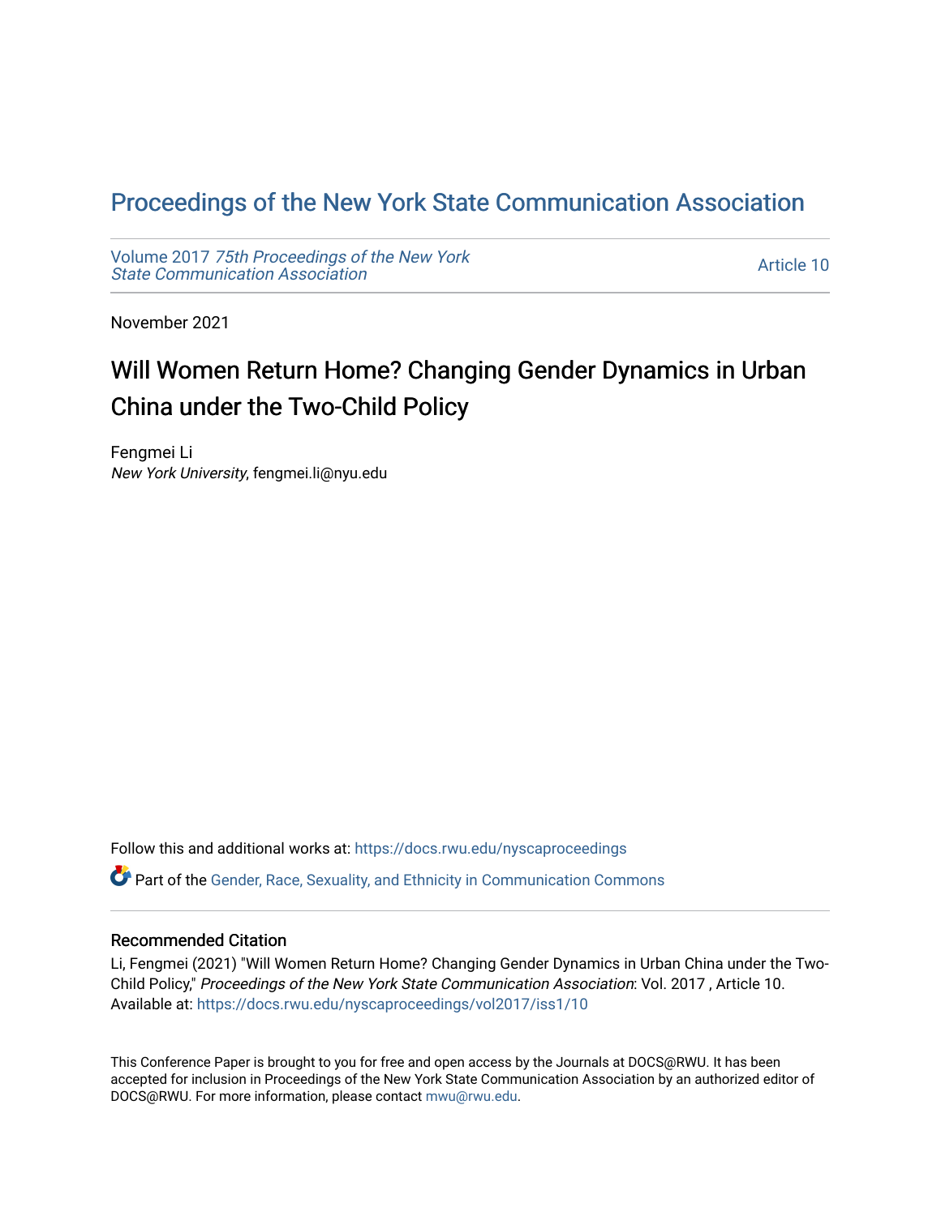# Proceedings of the New York State Communication Association

Volume 2017 *75th Proceedings of the New York State Communication Association*

Article 10

November 2021

## Will Women Return Home? Changing Gender Dynamics in Urban China under the Two-Child Policy

Fengmei Li
*New York University*, fengmei.li@nyu.edu

Follow this and additional works at: https://docs.rwu.edu/nyscaproceedings

Part of the Gender, Race, Sexuality, and Ethnicity in Communication Commons

### Recommended Citation

Li, Fengmei (2021) "Will Women Return Home? Changing Gender Dynamics in Urban China under the Two-Child Policy," *Proceedings of the New York State Communication Association*: Vol. 2017 , Article 10.
Available at: https://docs.rwu.edu/nyscaproceedings/vol2017/iss1/10

This Conference Paper is brought to you for free and open access by the Journals at DOCS@RWU. It has been accepted for inclusion in Proceedings of the New York State Communication Association by an authorized editor of DOCS@RWU. For more information, please contact mwu@rwu.edu.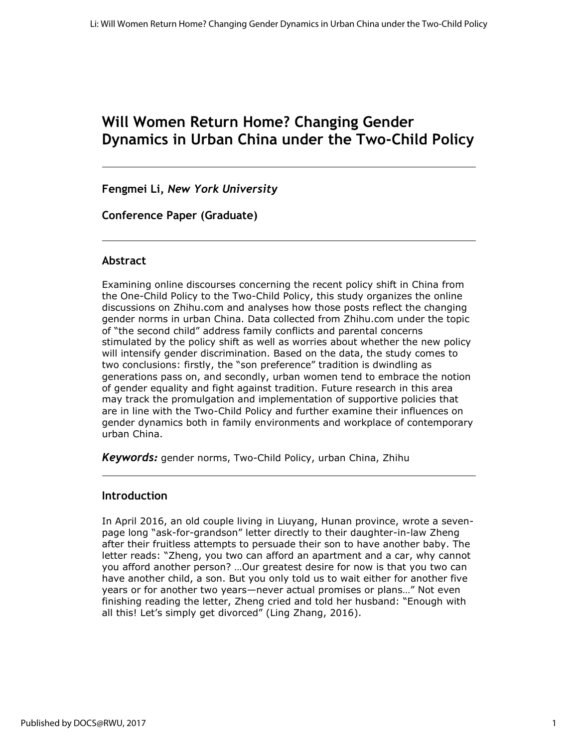# Will Women Return Home? Changing Gender Dynamics in Urban China under the Two-Child Policy

**Fengmei Li,** ***New York University***

**Conference Paper (Graduate)**

## Abstract

Examining online discourses concerning the recent policy shift in China from the One-Child Policy to the Two-Child Policy, this study organizes the online discussions on Zhihu.com and analyses how those posts reflect the changing gender norms in urban China. Data collected from Zhihu.com under the topic of "the second child" address family conflicts and parental concerns stimulated by the policy shift as well as worries about whether the new policy will intensify gender discrimination. Based on the data, the study comes to two conclusions: firstly, the "son preference" tradition is dwindling as generations pass on, and secondly, urban women tend to embrace the notion of gender equality and fight against tradition. Future research in this area may track the promulgation and implementation of supportive policies that are in line with the Two-Child Policy and further examine their influences on gender dynamics both in family environments and workplace of contemporary urban China.

***Keywords:*** gender norms, Two-Child Policy, urban China, Zhihu

## Introduction

In April 2016, an old couple living in Liuyang, Hunan province, wrote a seven-page long "ask-for-grandson" letter directly to their daughter-in-law Zheng after their fruitless attempts to persuade their son to have another baby. The letter reads: "Zheng, you two can afford an apartment and a car, why cannot you afford another person? …Our greatest desire for now is that you two can have another child, a son. But you only told us to wait either for another five years or for another two years—never actual promises or plans…" Not even finishing reading the letter, Zheng cried and told her husband: "Enough with all this! Let's simply get divorced" (Ling Zhang, 2016).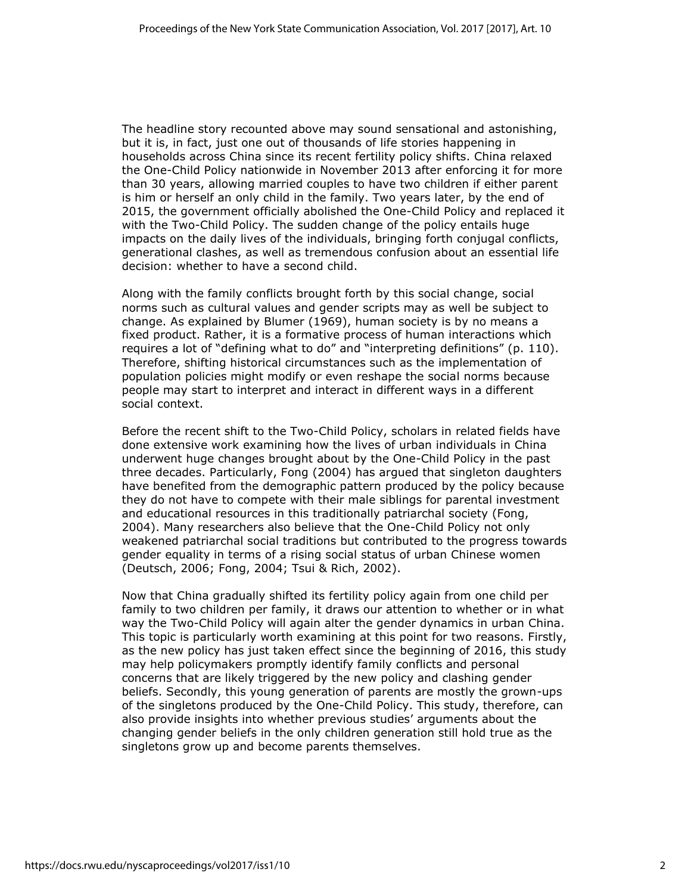The headline story recounted above may sound sensational and astonishing, but it is, in fact, just one out of thousands of life stories happening in households across China since its recent fertility policy shifts. China relaxed the One-Child Policy nationwide in November 2013 after enforcing it for more than 30 years, allowing married couples to have two children if either parent is him or herself an only child in the family. Two years later, by the end of 2015, the government officially abolished the One-Child Policy and replaced it with the Two-Child Policy. The sudden change of the policy entails huge impacts on the daily lives of the individuals, bringing forth conjugal conflicts, generational clashes, as well as tremendous confusion about an essential life decision: whether to have a second child.

Along with the family conflicts brought forth by this social change, social norms such as cultural values and gender scripts may as well be subject to change. As explained by Blumer (1969), human society is by no means a fixed product. Rather, it is a formative process of human interactions which requires a lot of "defining what to do" and "interpreting definitions" (p. 110). Therefore, shifting historical circumstances such as the implementation of population policies might modify or even reshape the social norms because people may start to interpret and interact in different ways in a different social context.

Before the recent shift to the Two-Child Policy, scholars in related fields have done extensive work examining how the lives of urban individuals in China underwent huge changes brought about by the One-Child Policy in the past three decades. Particularly, Fong (2004) has argued that singleton daughters have benefited from the demographic pattern produced by the policy because they do not have to compete with their male siblings for parental investment and educational resources in this traditionally patriarchal society (Fong, 2004). Many researchers also believe that the One-Child Policy not only weakened patriarchal social traditions but contributed to the progress towards gender equality in terms of a rising social status of urban Chinese women (Deutsch, 2006; Fong, 2004; Tsui & Rich, 2002).

Now that China gradually shifted its fertility policy again from one child per family to two children per family, it draws our attention to whether or in what way the Two-Child Policy will again alter the gender dynamics in urban China. This topic is particularly worth examining at this point for two reasons. Firstly, as the new policy has just taken effect since the beginning of 2016, this study may help policymakers promptly identify family conflicts and personal concerns that are likely triggered by the new policy and clashing gender beliefs. Secondly, this young generation of parents are mostly the grown-ups of the singletons produced by the One-Child Policy. This study, therefore, can also provide insights into whether previous studies' arguments about the changing gender beliefs in the only children generation still hold true as the singletons grow up and become parents themselves.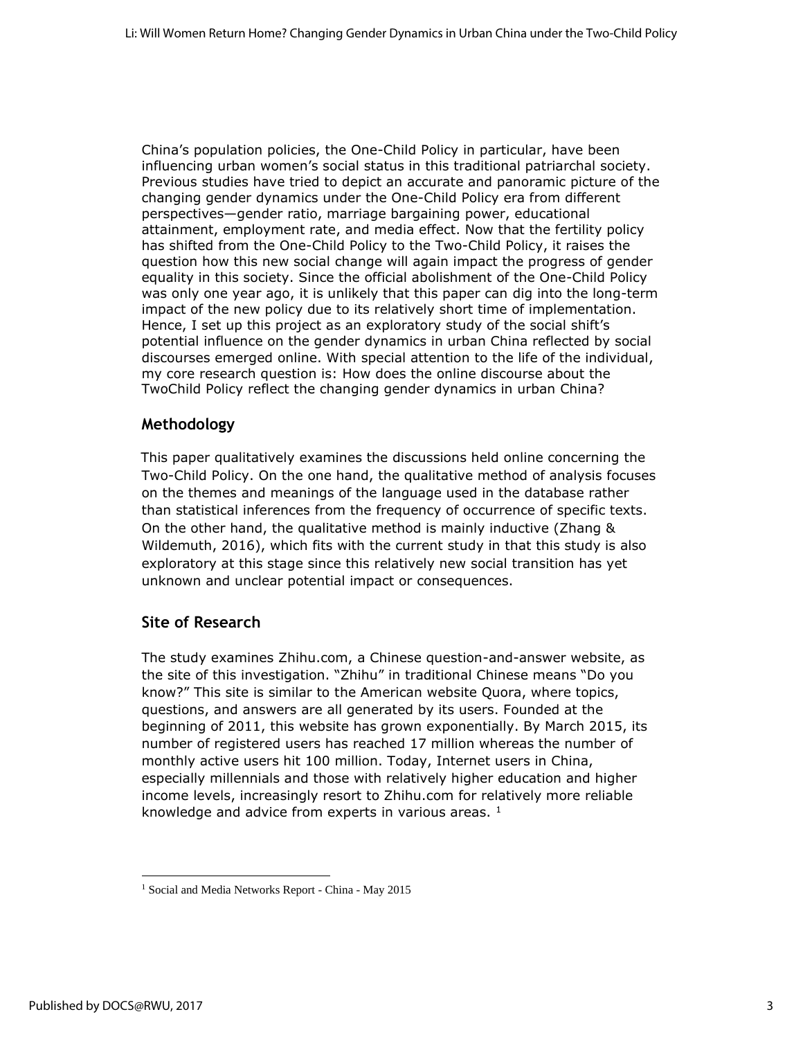China's population policies, the One-Child Policy in particular, have been influencing urban women's social status in this traditional patriarchal society. Previous studies have tried to depict an accurate and panoramic picture of the changing gender dynamics under the One-Child Policy era from different perspectives—gender ratio, marriage bargaining power, educational attainment, employment rate, and media effect. Now that the fertility policy has shifted from the One-Child Policy to the Two-Child Policy, it raises the question how this new social change will again impact the progress of gender equality in this society. Since the official abolishment of the One-Child Policy was only one year ago, it is unlikely that this paper can dig into the long-term impact of the new policy due to its relatively short time of implementation. Hence, I set up this project as an exploratory study of the social shift's potential influence on the gender dynamics in urban China reflected by social discourses emerged online. With special attention to the life of the individual, my core research question is: How does the online discourse about the TwoChild Policy reflect the changing gender dynamics in urban China?

## Methodology

This paper qualitatively examines the discussions held online concerning the Two-Child Policy. On the one hand, the qualitative method of analysis focuses on the themes and meanings of the language used in the database rather than statistical inferences from the frequency of occurrence of specific texts. On the other hand, the qualitative method is mainly inductive (Zhang & Wildemuth, 2016), which fits with the current study in that this study is also exploratory at this stage since this relatively new social transition has yet unknown and unclear potential impact or consequences.

## Site of Research

The study examines Zhihu.com, a Chinese question-and-answer website, as the site of this investigation. "Zhihu" in traditional Chinese means "Do you know?" This site is similar to the American website Quora, where topics, questions, and answers are all generated by its users. Founded at the beginning of 2011, this website has grown exponentially. By March 2015, its number of registered users has reached 17 million whereas the number of monthly active users hit 100 million. Today, Internet users in China, especially millennials and those with relatively higher education and higher income levels, increasingly resort to Zhihu.com for relatively more reliable knowledge and advice from experts in various areas. [1]

[1] Social and Media Networks Report - China - May 2015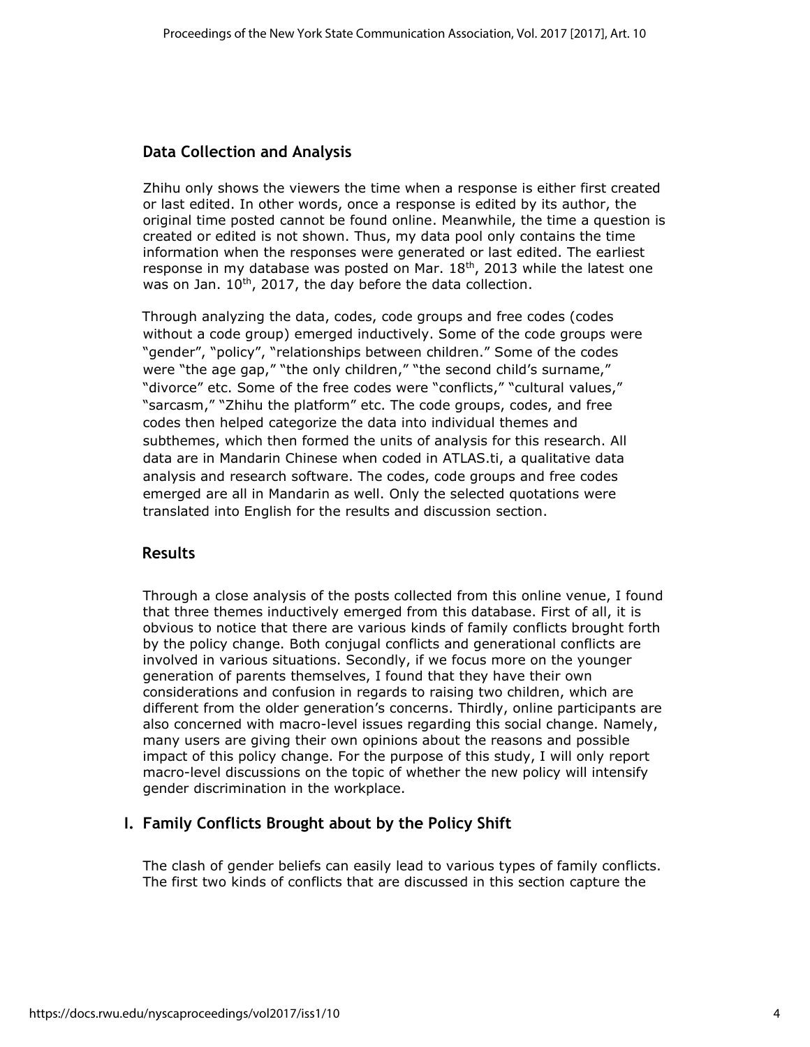## Data Collection and Analysis

Zhihu only shows the viewers the time when a response is either first created or last edited. In other words, once a response is edited by its author, the original time posted cannot be found online. Meanwhile, the time a question is created or edited is not shown. Thus, my data pool only contains the time information when the responses were generated or last edited. The earliest response in my database was posted on Mar. 18th, 2013 while the latest one was on Jan. 10th, 2017, the day before the data collection.

Through analyzing the data, codes, code groups and free codes (codes without a code group) emerged inductively. Some of the code groups were "gender", "policy", "relationships between children." Some of the codes were "the age gap," "the only children," "the second child's surname," "divorce" etc. Some of the free codes were "conflicts," "cultural values," "sarcasm," "Zhihu the platform" etc. The code groups, codes, and free codes then helped categorize the data into individual themes and subthemes, which then formed the units of analysis for this research. All data are in Mandarin Chinese when coded in ATLAS.ti, a qualitative data analysis and research software. The codes, code groups and free codes emerged are all in Mandarin as well. Only the selected quotations were translated into English for the results and discussion section.

## Results

Through a close analysis of the posts collected from this online venue, I found that three themes inductively emerged from this database. First of all, it is obvious to notice that there are various kinds of family conflicts brought forth by the policy change. Both conjugal conflicts and generational conflicts are involved in various situations. Secondly, if we focus more on the younger generation of parents themselves, I found that they have their own considerations and confusion in regards to raising two children, which are different from the older generation's concerns. Thirdly, online participants are also concerned with macro-level issues regarding this social change. Namely, many users are giving their own opinions about the reasons and possible impact of this policy change. For the purpose of this study, I will only report macro-level discussions on the topic of whether the new policy will intensify gender discrimination in the workplace.

### I. Family Conflicts Brought about by the Policy Shift

The clash of gender beliefs can easily lead to various types of family conflicts. The first two kinds of conflicts that are discussed in this section capture the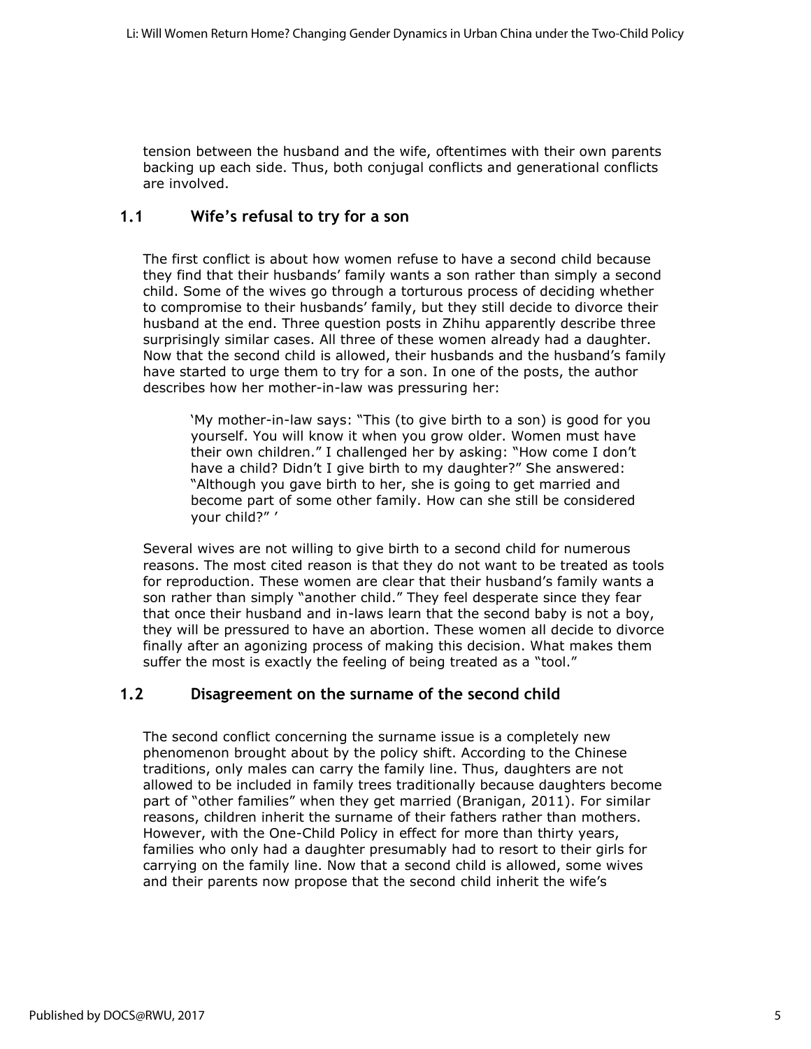tension between the husband and the wife, oftentimes with their own parents backing up each side. Thus, both conjugal conflicts and generational conflicts are involved.

## 1.1 Wife's refusal to try for a son

The first conflict is about how women refuse to have a second child because they find that their husbands' family wants a son rather than simply a second child. Some of the wives go through a torturous process of deciding whether to compromise to their husbands' family, but they still decide to divorce their husband at the end. Three question posts in Zhihu apparently describe three surprisingly similar cases. All three of these women already had a daughter. Now that the second child is allowed, their husbands and the husband's family have started to urge them to try for a son. In one of the posts, the author describes how her mother-in-law was pressuring her:

> 'My mother-in-law says: "This (to give birth to a son) is good for you yourself. You will know it when you grow older. Women must have their own children." I challenged her by asking: "How come I don't have a child? Didn't I give birth to my daughter?" She answered: "Although you gave birth to her, she is going to get married and become part of some other family. How can she still be considered your child?" '

Several wives are not willing to give birth to a second child for numerous reasons. The most cited reason is that they do not want to be treated as tools for reproduction. These women are clear that their husband's family wants a son rather than simply "another child." They feel desperate since they fear that once their husband and in-laws learn that the second baby is not a boy, they will be pressured to have an abortion. These women all decide to divorce finally after an agonizing process of making this decision. What makes them suffer the most is exactly the feeling of being treated as a "tool."

## 1.2 Disagreement on the surname of the second child

The second conflict concerning the surname issue is a completely new phenomenon brought about by the policy shift. According to the Chinese traditions, only males can carry the family line. Thus, daughters are not allowed to be included in family trees traditionally because daughters become part of "other families" when they get married (Branigan, 2011). For similar reasons, children inherit the surname of their fathers rather than mothers. However, with the One-Child Policy in effect for more than thirty years, families who only had a daughter presumably had to resort to their girls for carrying on the family line. Now that a second child is allowed, some wives and their parents now propose that the second child inherit the wife's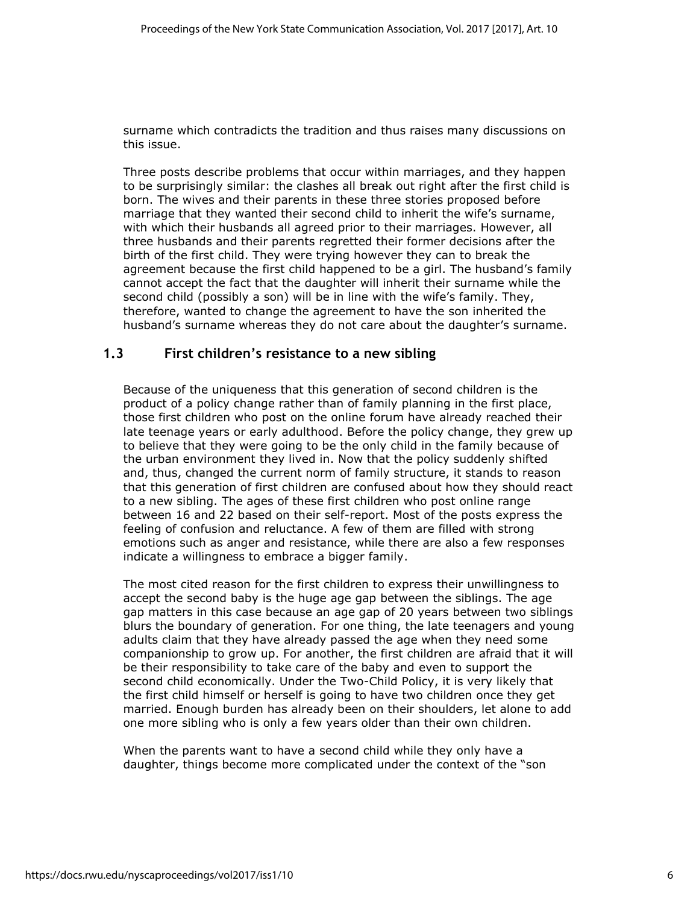surname which contradicts the tradition and thus raises many discussions on this issue.

Three posts describe problems that occur within marriages, and they happen to be surprisingly similar: the clashes all break out right after the first child is born. The wives and their parents in these three stories proposed before marriage that they wanted their second child to inherit the wife's surname, with which their husbands all agreed prior to their marriages. However, all three husbands and their parents regretted their former decisions after the birth of the first child. They were trying however they can to break the agreement because the first child happened to be a girl. The husband's family cannot accept the fact that the daughter will inherit their surname while the second child (possibly a son) will be in line with the wife's family. They, therefore, wanted to change the agreement to have the son inherited the husband's surname whereas they do not care about the daughter's surname.

## 1.3 First children's resistance to a new sibling

Because of the uniqueness that this generation of second children is the product of a policy change rather than of family planning in the first place, those first children who post on the online forum have already reached their late teenage years or early adulthood. Before the policy change, they grew up to believe that they were going to be the only child in the family because of the urban environment they lived in. Now that the policy suddenly shifted and, thus, changed the current norm of family structure, it stands to reason that this generation of first children are confused about how they should react to a new sibling. The ages of these first children who post online range between 16 and 22 based on their self-report. Most of the posts express the feeling of confusion and reluctance. A few of them are filled with strong emotions such as anger and resistance, while there are also a few responses indicate a willingness to embrace a bigger family.

The most cited reason for the first children to express their unwillingness to accept the second baby is the huge age gap between the siblings. The age gap matters in this case because an age gap of 20 years between two siblings blurs the boundary of generation. For one thing, the late teenagers and young adults claim that they have already passed the age when they need some companionship to grow up. For another, the first children are afraid that it will be their responsibility to take care of the baby and even to support the second child economically. Under the Two-Child Policy, it is very likely that the first child himself or herself is going to have two children once they get married. Enough burden has already been on their shoulders, let alone to add one more sibling who is only a few years older than their own children.

When the parents want to have a second child while they only have a daughter, things become more complicated under the context of the "son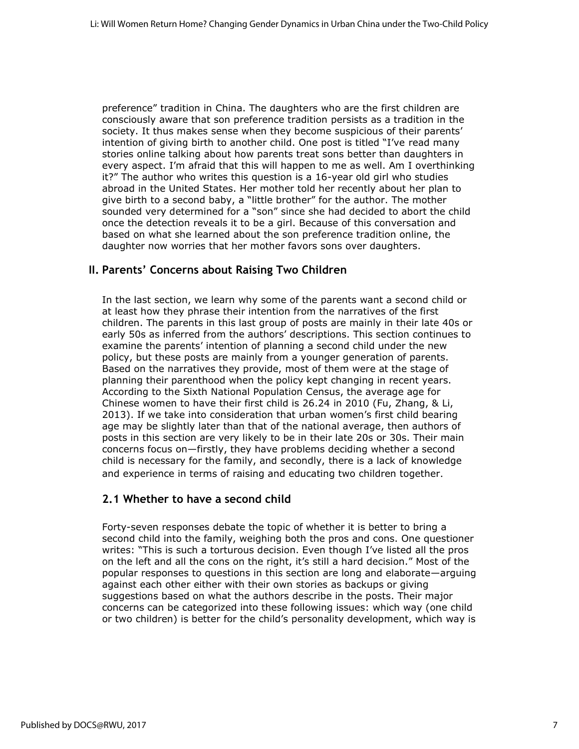preference" tradition in China. The daughters who are the first children are consciously aware that son preference tradition persists as a tradition in the society. It thus makes sense when they become suspicious of their parents' intention of giving birth to another child. One post is titled "I've read many stories online talking about how parents treat sons better than daughters in every aspect. I'm afraid that this will happen to me as well. Am I overthinking it?" The author who writes this question is a 16-year old girl who studies abroad in the United States. Her mother told her recently about her plan to give birth to a second baby, a "little brother" for the author. The mother sounded very determined for a "son" since she had decided to abort the child once the detection reveals it to be a girl. Because of this conversation and based on what she learned about the son preference tradition online, the daughter now worries that her mother favors sons over daughters.

## II. Parents' Concerns about Raising Two Children

In the last section, we learn why some of the parents want a second child or at least how they phrase their intention from the narratives of the first children. The parents in this last group of posts are mainly in their late 40s or early 50s as inferred from the authors' descriptions. This section continues to examine the parents' intention of planning a second child under the new policy, but these posts are mainly from a younger generation of parents. Based on the narratives they provide, most of them were at the stage of planning their parenthood when the policy kept changing in recent years. According to the Sixth National Population Census, the average age for Chinese women to have their first child is 26.24 in 2010 (Fu, Zhang, & Li, 2013). If we take into consideration that urban women's first child bearing age may be slightly later than that of the national average, then authors of posts in this section are very likely to be in their late 20s or 30s. Their main concerns focus on—firstly, they have problems deciding whether a second child is necessary for the family, and secondly, there is a lack of knowledge and experience in terms of raising and educating two children together.

### 2.1 Whether to have a second child

Forty-seven responses debate the topic of whether it is better to bring a second child into the family, weighing both the pros and cons. One questioner writes: "This is such a torturous decision. Even though I've listed all the pros on the left and all the cons on the right, it's still a hard decision." Most of the popular responses to questions in this section are long and elaborate—arguing against each other either with their own stories as backups or giving suggestions based on what the authors describe in the posts. Their major concerns can be categorized into these following issues: which way (one child or two children) is better for the child's personality development, which way is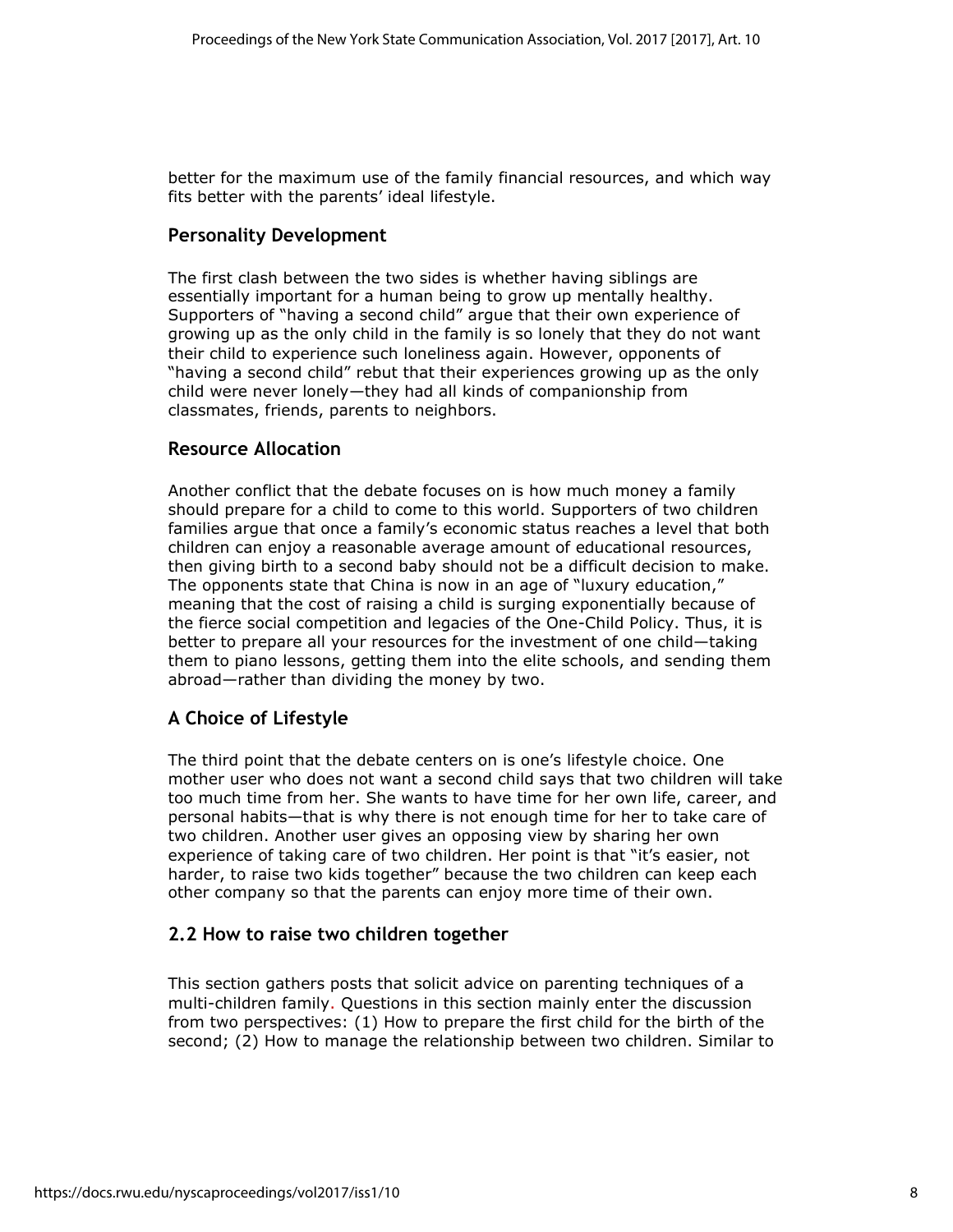better for the maximum use of the family financial resources, and which way fits better with the parents' ideal lifestyle.

### Personality Development

The first clash between the two sides is whether having siblings are essentially important for a human being to grow up mentally healthy. Supporters of "having a second child" argue that their own experience of growing up as the only child in the family is so lonely that they do not want their child to experience such loneliness again. However, opponents of "having a second child" rebut that their experiences growing up as the only child were never lonely—they had all kinds of companionship from classmates, friends, parents to neighbors.

### Resource Allocation

Another conflict that the debate focuses on is how much money a family should prepare for a child to come to this world. Supporters of two children families argue that once a family's economic status reaches a level that both children can enjoy a reasonable average amount of educational resources, then giving birth to a second baby should not be a difficult decision to make. The opponents state that China is now in an age of "luxury education," meaning that the cost of raising a child is surging exponentially because of the fierce social competition and legacies of the One-Child Policy. Thus, it is better to prepare all your resources for the investment of one child—taking them to piano lessons, getting them into the elite schools, and sending them abroad—rather than dividing the money by two.

### A Choice of Lifestyle

The third point that the debate centers on is one's lifestyle choice. One mother user who does not want a second child says that two children will take too much time from her. She wants to have time for her own life, career, and personal habits—that is why there is not enough time for her to take care of two children. Another user gives an opposing view by sharing her own experience of taking care of two children. Her point is that "it's easier, not harder, to raise two kids together" because the two children can keep each other company so that the parents can enjoy more time of their own.

## 2.2 How to raise two children together

This section gathers posts that solicit advice on parenting techniques of a multi-children family. Questions in this section mainly enter the discussion from two perspectives: (1) How to prepare the first child for the birth of the second; (2) How to manage the relationship between two children. Similar to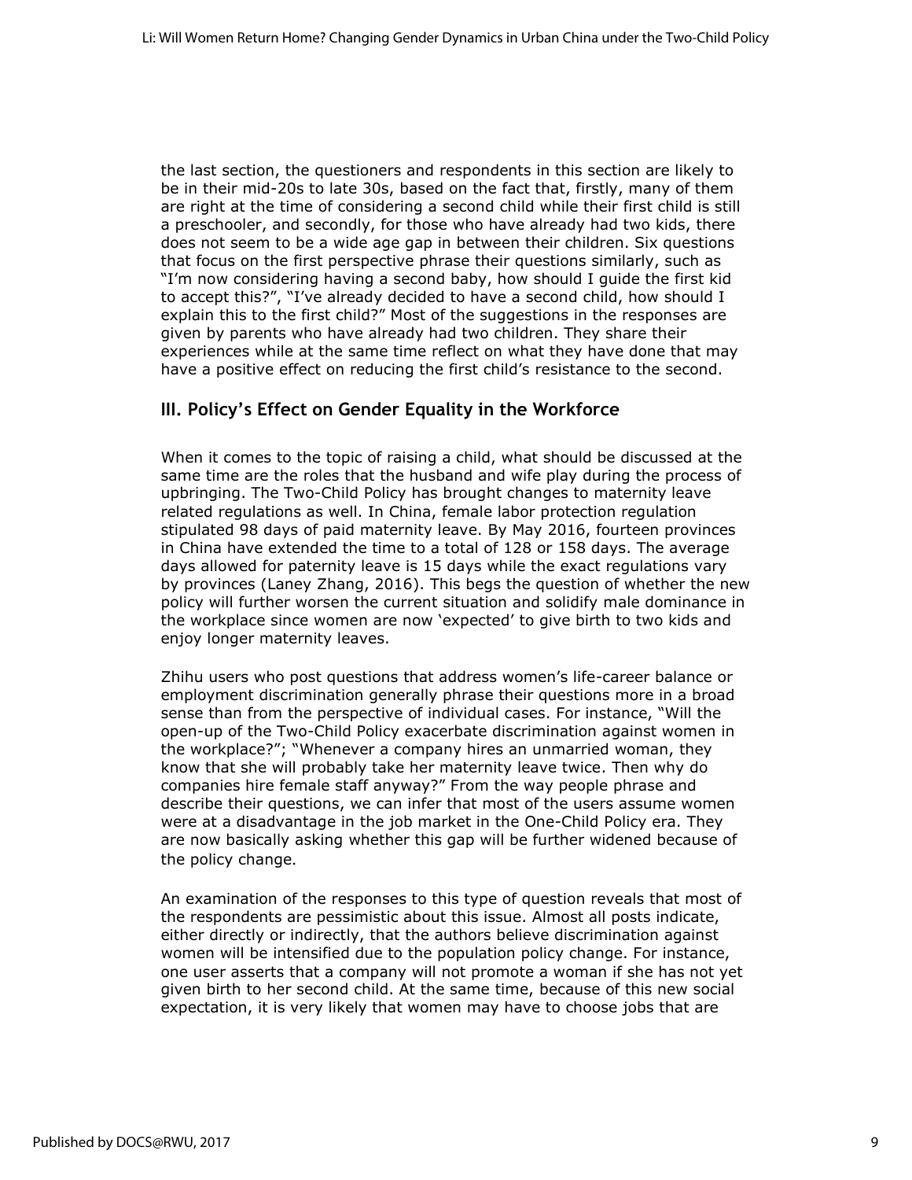the last section, the questioners and respondents in this section are likely to be in their mid-20s to late 30s, based on the fact that, firstly, many of them are right at the time of considering a second child while their first child is still a preschooler, and secondly, for those who have already had two kids, there does not seem to be a wide age gap in between their children. Six questions that focus on the first perspective phrase their questions similarly, such as "I'm now considering having a second baby, how should I guide the first kid to accept this?", "I've already decided to have a second child, how should I explain this to the first child?" Most of the suggestions in the responses are given by parents who have already had two children. They share their experiences while at the same time reflect on what they have done that may have a positive effect on reducing the first child's resistance to the second.

## III. Policy's Effect on Gender Equality in the Workforce

When it comes to the topic of raising a child, what should be discussed at the same time are the roles that the husband and wife play during the process of upbringing. The Two-Child Policy has brought changes to maternity leave related regulations as well. In China, female labor protection regulation stipulated 98 days of paid maternity leave. By May 2016, fourteen provinces in China have extended the time to a total of 128 or 158 days. The average days allowed for paternity leave is 15 days while the exact regulations vary by provinces (Laney Zhang, 2016). This begs the question of whether the new policy will further worsen the current situation and solidify male dominance in the workplace since women are now 'expected' to give birth to two kids and enjoy longer maternity leaves.

Zhihu users who post questions that address women's life-career balance or employment discrimination generally phrase their questions more in a broad sense than from the perspective of individual cases. For instance, "Will the open-up of the Two-Child Policy exacerbate discrimination against women in the workplace?"; "Whenever a company hires an unmarried woman, they know that she will probably take her maternity leave twice. Then why do companies hire female staff anyway?" From the way people phrase and describe their questions, we can infer that most of the users assume women were at a disadvantage in the job market in the One-Child Policy era. They are now basically asking whether this gap will be further widened because of the policy change.

An examination of the responses to this type of question reveals that most of the respondents are pessimistic about this issue. Almost all posts indicate, either directly or indirectly, that the authors believe discrimination against women will be intensified due to the population policy change. For instance, one user asserts that a company will not promote a woman if she has not yet given birth to her second child. At the same time, because of this new social expectation, it is very likely that women may have to choose jobs that are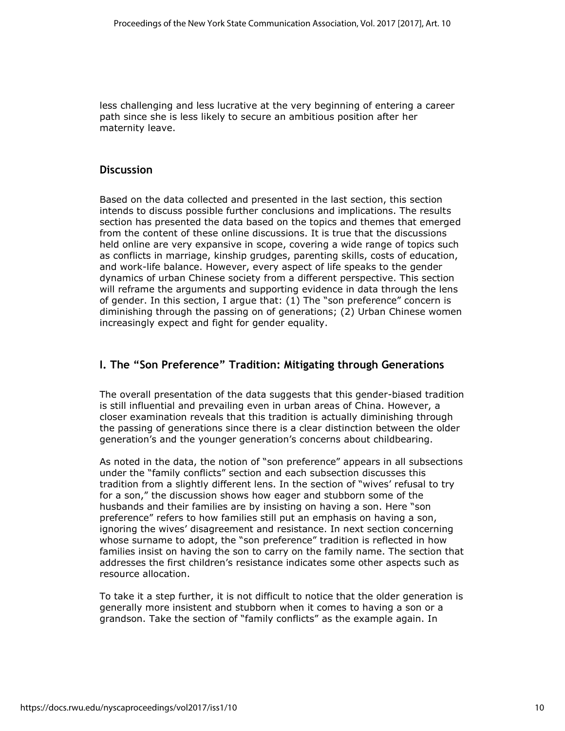less challenging and less lucrative at the very beginning of entering a career path since she is less likely to secure an ambitious position after her maternity leave.

## Discussion

Based on the data collected and presented in the last section, this section intends to discuss possible further conclusions and implications. The results section has presented the data based on the topics and themes that emerged from the content of these online discussions. It is true that the discussions held online are very expansive in scope, covering a wide range of topics such as conflicts in marriage, kinship grudges, parenting skills, costs of education, and work-life balance. However, every aspect of life speaks to the gender dynamics of urban Chinese society from a different perspective. This section will reframe the arguments and supporting evidence in data through the lens of gender. In this section, I argue that: (1) The "son preference" concern is diminishing through the passing on of generations; (2) Urban Chinese women increasingly expect and fight for gender equality.

## I. The "Son Preference" Tradition: Mitigating through Generations

The overall presentation of the data suggests that this gender-biased tradition is still influential and prevailing even in urban areas of China. However, a closer examination reveals that this tradition is actually diminishing through the passing of generations since there is a clear distinction between the older generation's and the younger generation's concerns about childbearing.

As noted in the data, the notion of "son preference" appears in all subsections under the "family conflicts" section and each subsection discusses this tradition from a slightly different lens. In the section of "wives' refusal to try for a son," the discussion shows how eager and stubborn some of the husbands and their families are by insisting on having a son. Here "son preference" refers to how families still put an emphasis on having a son, ignoring the wives' disagreement and resistance. In next section concerning whose surname to adopt, the "son preference" tradition is reflected in how families insist on having the son to carry on the family name. The section that addresses the first children's resistance indicates some other aspects such as resource allocation.

To take it a step further, it is not difficult to notice that the older generation is generally more insistent and stubborn when it comes to having a son or a grandson. Take the section of "family conflicts" as the example again. In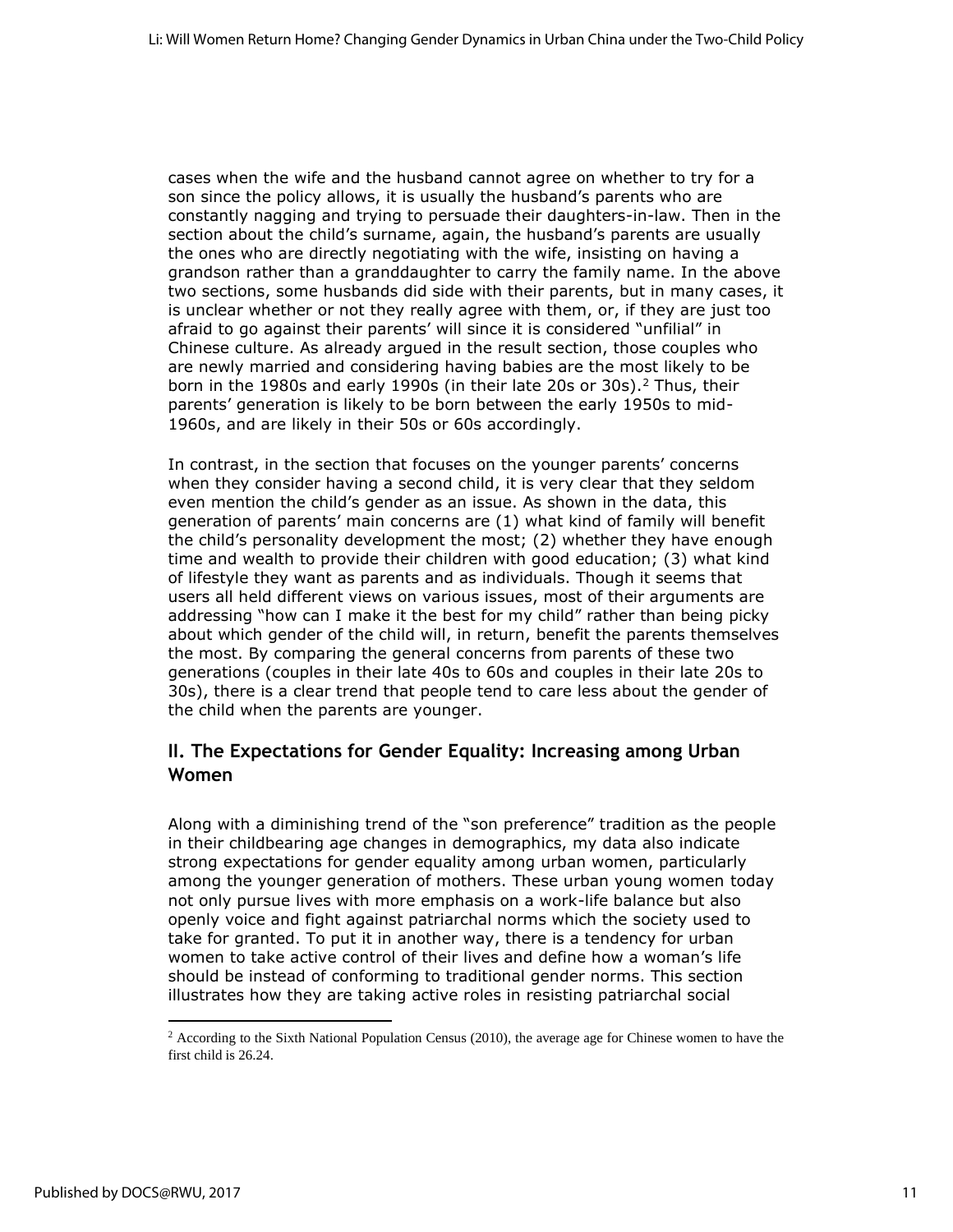cases when the wife and the husband cannot agree on whether to try for a son since the policy allows, it is usually the husband's parents who are constantly nagging and trying to persuade their daughters-in-law. Then in the section about the child's surname, again, the husband's parents are usually the ones who are directly negotiating with the wife, insisting on having a grandson rather than a granddaughter to carry the family name. In the above two sections, some husbands did side with their parents, but in many cases, it is unclear whether or not they really agree with them, or, if they are just too afraid to go against their parents' will since it is considered "unfilial" in Chinese culture. As already argued in the result section, those couples who are newly married and considering having babies are the most likely to be born in the 1980s and early 1990s (in their late 20s or 30s).[2] Thus, their parents' generation is likely to be born between the early 1950s to mid-1960s, and are likely in their 50s or 60s accordingly.

In contrast, in the section that focuses on the younger parents' concerns when they consider having a second child, it is very clear that they seldom even mention the child's gender as an issue. As shown in the data, this generation of parents' main concerns are (1) what kind of family will benefit the child's personality development the most; (2) whether they have enough time and wealth to provide their children with good education; (3) what kind of lifestyle they want as parents and as individuals. Though it seems that users all held different views on various issues, most of their arguments are addressing "how can I make it the best for my child" rather than being picky about which gender of the child will, in return, benefit the parents themselves the most. By comparing the general concerns from parents of these two generations (couples in their late 40s to 60s and couples in their late 20s to 30s), there is a clear trend that people tend to care less about the gender of the child when the parents are younger.

## II. The Expectations for Gender Equality: Increasing among Urban Women

Along with a diminishing trend of the "son preference" tradition as the people in their childbearing age changes in demographics, my data also indicate strong expectations for gender equality among urban women, particularly among the younger generation of mothers. These urban young women today not only pursue lives with more emphasis on a work-life balance but also openly voice and fight against patriarchal norms which the society used to take for granted. To put it in another way, there is a tendency for urban women to take active control of their lives and define how a woman's life should be instead of conforming to traditional gender norms. This section illustrates how they are taking active roles in resisting patriarchal social

[2] According to the Sixth National Population Census (2010), the average age for Chinese women to have the first child is 26.24.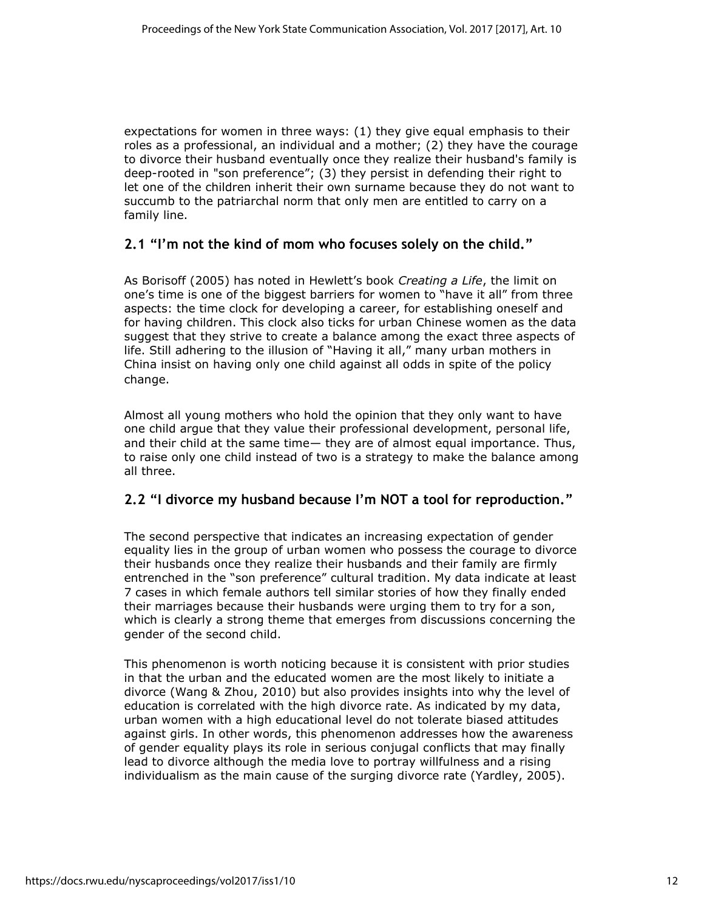expectations for women in three ways: (1) they give equal emphasis to their roles as a professional, an individual and a mother; (2) they have the courage to divorce their husband eventually once they realize their husband's family is deep-rooted in "son preference"; (3) they persist in defending their right to let one of the children inherit their own surname because they do not want to succumb to the patriarchal norm that only men are entitled to carry on a family line.

## 2.1 "I'm not the kind of mom who focuses solely on the child."

As Borisoff (2005) has noted in Hewlett's book *Creating a Life*, the limit on one's time is one of the biggest barriers for women to "have it all" from three aspects: the time clock for developing a career, for establishing oneself and for having children. This clock also ticks for urban Chinese women as the data suggest that they strive to create a balance among the exact three aspects of life. Still adhering to the illusion of "Having it all," many urban mothers in China insist on having only one child against all odds in spite of the policy change.

Almost all young mothers who hold the opinion that they only want to have one child argue that they value their professional development, personal life, and their child at the same time— they are of almost equal importance. Thus, to raise only one child instead of two is a strategy to make the balance among all three.

## 2.2 "I divorce my husband because I'm NOT a tool for reproduction."

The second perspective that indicates an increasing expectation of gender equality lies in the group of urban women who possess the courage to divorce their husbands once they realize their husbands and their family are firmly entrenched in the "son preference" cultural tradition. My data indicate at least 7 cases in which female authors tell similar stories of how they finally ended their marriages because their husbands were urging them to try for a son, which is clearly a strong theme that emerges from discussions concerning the gender of the second child.

This phenomenon is worth noticing because it is consistent with prior studies in that the urban and the educated women are the most likely to initiate a divorce (Wang & Zhou, 2010) but also provides insights into why the level of education is correlated with the high divorce rate. As indicated by my data, urban women with a high educational level do not tolerate biased attitudes against girls. In other words, this phenomenon addresses how the awareness of gender equality plays its role in serious conjugal conflicts that may finally lead to divorce although the media love to portray willfulness and a rising individualism as the main cause of the surging divorce rate (Yardley, 2005).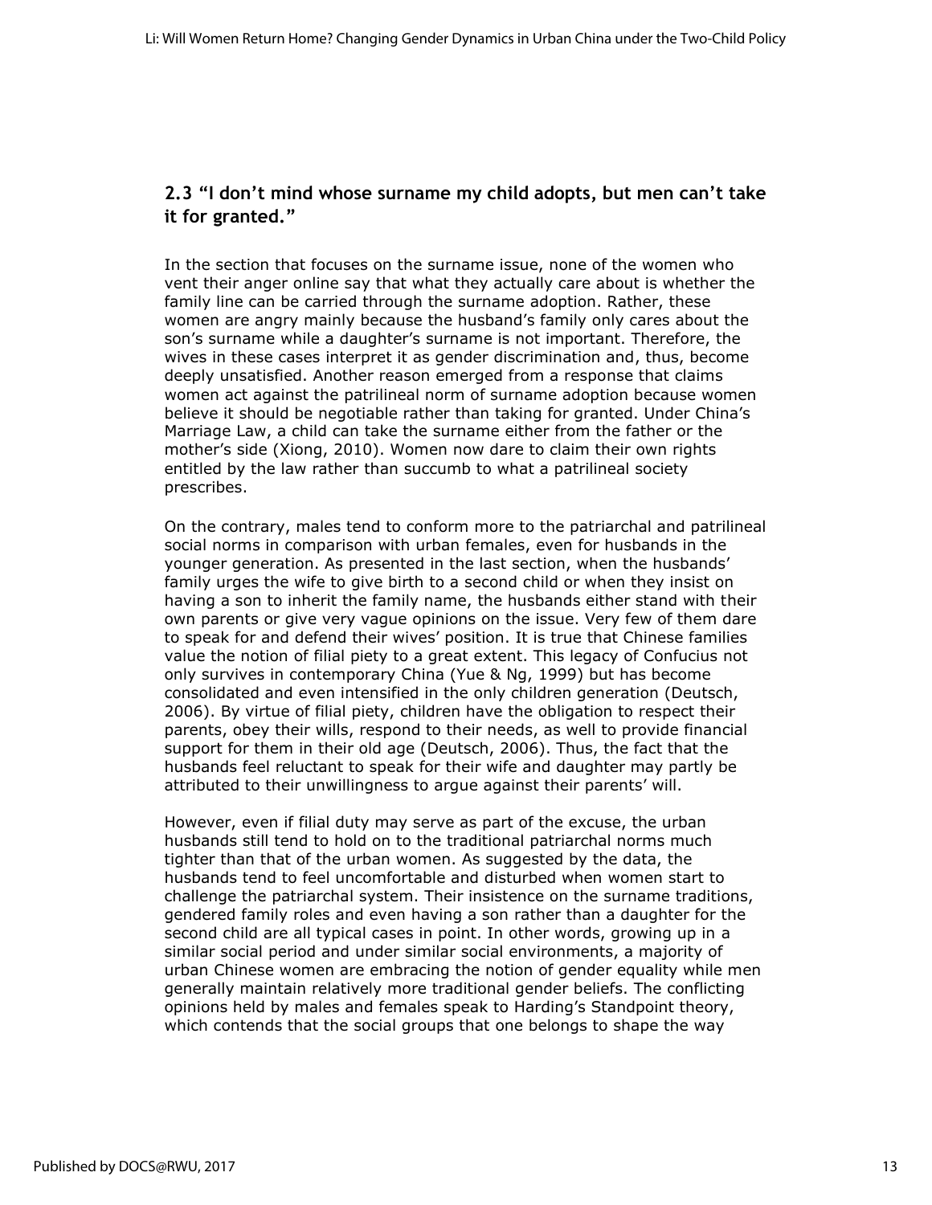### 2.3 "I don't mind whose surname my child adopts, but men can't take it for granted."

In the section that focuses on the surname issue, none of the women who vent their anger online say that what they actually care about is whether the family line can be carried through the surname adoption. Rather, these women are angry mainly because the husband's family only cares about the son's surname while a daughter's surname is not important. Therefore, the wives in these cases interpret it as gender discrimination and, thus, become deeply unsatisfied. Another reason emerged from a response that claims women act against the patrilineal norm of surname adoption because women believe it should be negotiable rather than taking for granted. Under China's Marriage Law, a child can take the surname either from the father or the mother's side (Xiong, 2010). Women now dare to claim their own rights entitled by the law rather than succumb to what a patrilineal society prescribes.

On the contrary, males tend to conform more to the patriarchal and patrilineal social norms in comparison with urban females, even for husbands in the younger generation. As presented in the last section, when the husbands' family urges the wife to give birth to a second child or when they insist on having a son to inherit the family name, the husbands either stand with their own parents or give very vague opinions on the issue. Very few of them dare to speak for and defend their wives' position. It is true that Chinese families value the notion of filial piety to a great extent. This legacy of Confucius not only survives in contemporary China (Yue & Ng, 1999) but has become consolidated and even intensified in the only children generation (Deutsch, 2006). By virtue of filial piety, children have the obligation to respect their parents, obey their wills, respond to their needs, as well to provide financial support for them in their old age (Deutsch, 2006). Thus, the fact that the husbands feel reluctant to speak for their wife and daughter may partly be attributed to their unwillingness to argue against their parents' will.

However, even if filial duty may serve as part of the excuse, the urban husbands still tend to hold on to the traditional patriarchal norms much tighter than that of the urban women. As suggested by the data, the husbands tend to feel uncomfortable and disturbed when women start to challenge the patriarchal system. Their insistence on the surname traditions, gendered family roles and even having a son rather than a daughter for the second child are all typical cases in point. In other words, growing up in a similar social period and under similar social environments, a majority of urban Chinese women are embracing the notion of gender equality while men generally maintain relatively more traditional gender beliefs. The conflicting opinions held by males and females speak to Harding's Standpoint theory, which contends that the social groups that one belongs to shape the way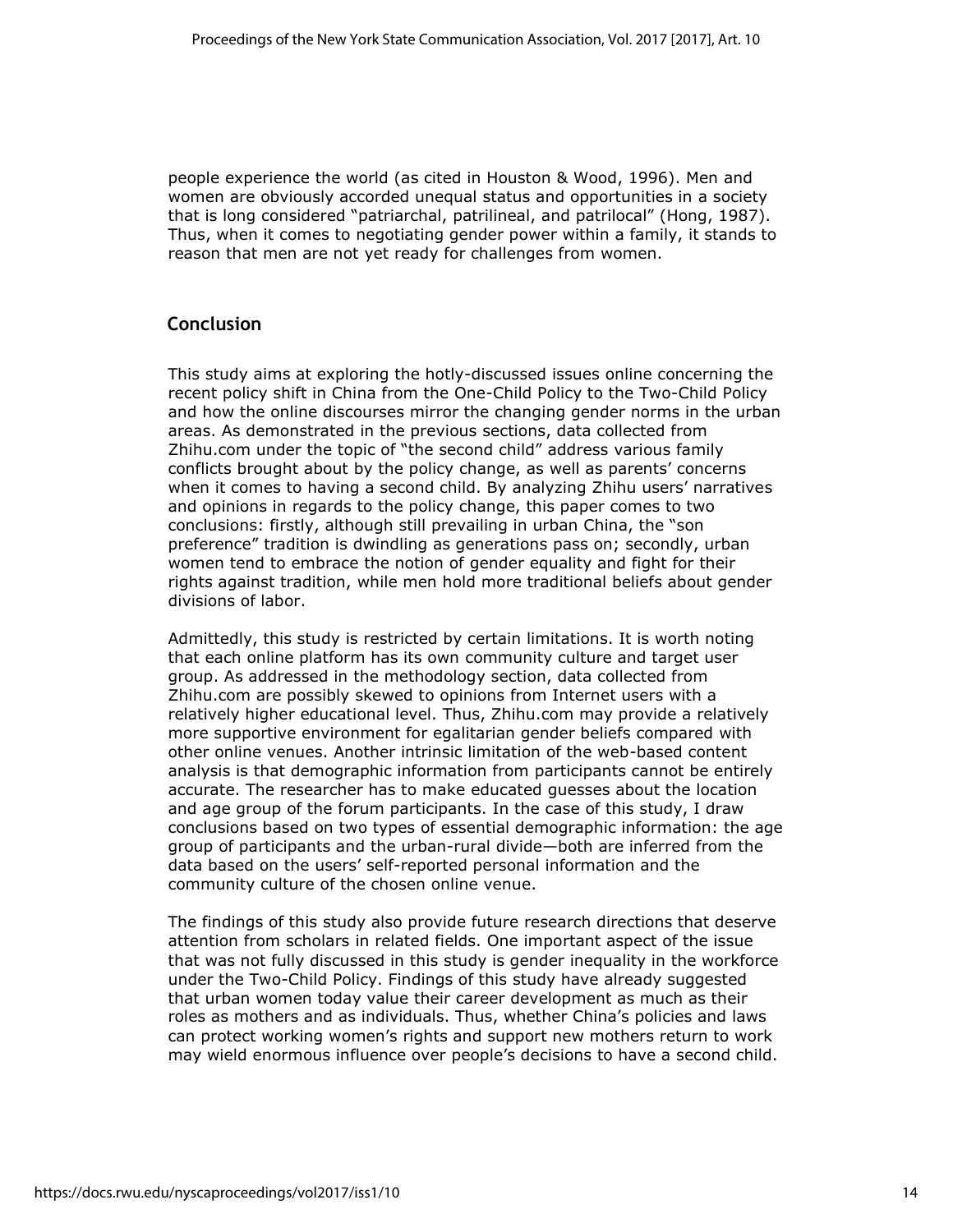people experience the world (as cited in Houston & Wood, 1996). Men and women are obviously accorded unequal status and opportunities in a society that is long considered "patriarchal, patrilineal, and patrilocal" (Hong, 1987). Thus, when it comes to negotiating gender power within a family, it stands to reason that men are not yet ready for challenges from women.

## Conclusion

This study aims at exploring the hotly-discussed issues online concerning the recent policy shift in China from the One-Child Policy to the Two-Child Policy and how the online discourses mirror the changing gender norms in the urban areas. As demonstrated in the previous sections, data collected from Zhihu.com under the topic of "the second child" address various family conflicts brought about by the policy change, as well as parents' concerns when it comes to having a second child. By analyzing Zhihu users' narratives and opinions in regards to the policy change, this paper comes to two conclusions: firstly, although still prevailing in urban China, the "son preference" tradition is dwindling as generations pass on; secondly, urban women tend to embrace the notion of gender equality and fight for their rights against tradition, while men hold more traditional beliefs about gender divisions of labor.

Admittedly, this study is restricted by certain limitations. It is worth noting that each online platform has its own community culture and target user group. As addressed in the methodology section, data collected from Zhihu.com are possibly skewed to opinions from Internet users with a relatively higher educational level. Thus, Zhihu.com may provide a relatively more supportive environment for egalitarian gender beliefs compared with other online venues. Another intrinsic limitation of the web-based content analysis is that demographic information from participants cannot be entirely accurate. The researcher has to make educated guesses about the location and age group of the forum participants. In the case of this study, I draw conclusions based on two types of essential demographic information: the age group of participants and the urban-rural divide—both are inferred from the data based on the users' self-reported personal information and the community culture of the chosen online venue.

The findings of this study also provide future research directions that deserve attention from scholars in related fields. One important aspect of the issue that was not fully discussed in this study is gender inequality in the workforce under the Two-Child Policy. Findings of this study have already suggested that urban women today value their career development as much as their roles as mothers and as individuals. Thus, whether China's policies and laws can protect working women's rights and support new mothers return to work may wield enormous influence over people's decisions to have a second child.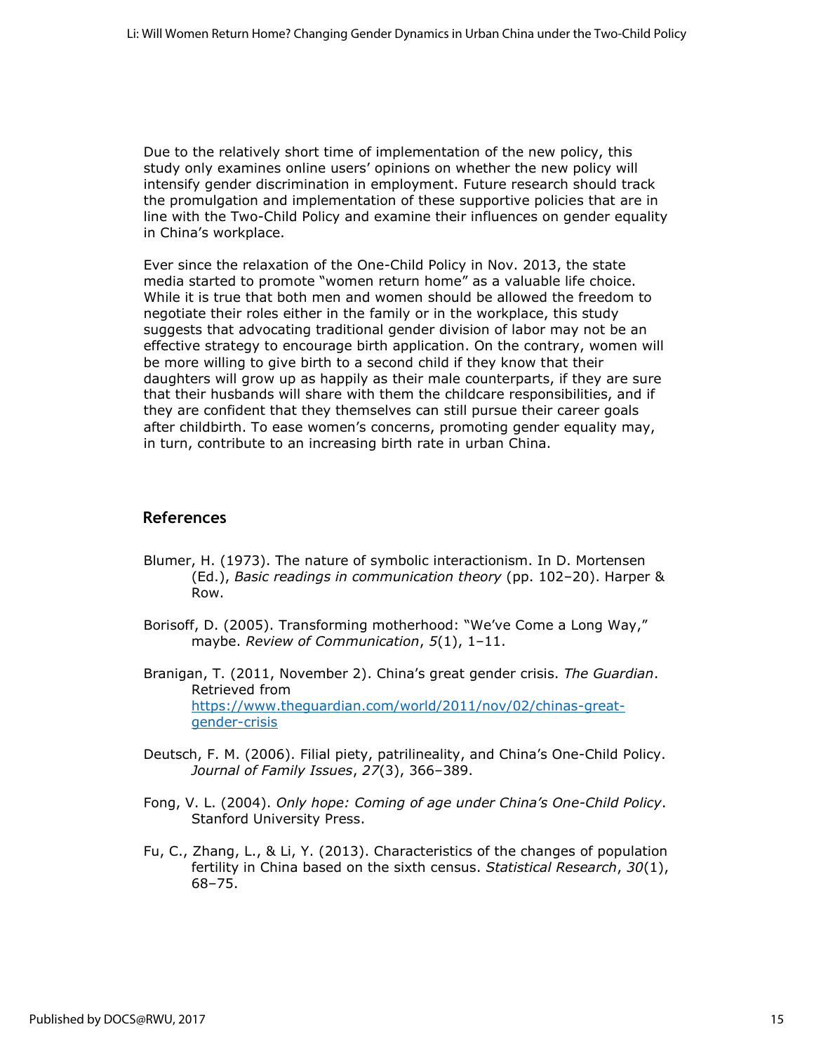Due to the relatively short time of implementation of the new policy, this study only examines online users' opinions on whether the new policy will intensify gender discrimination in employment. Future research should track the promulgation and implementation of these supportive policies that are in line with the Two-Child Policy and examine their influences on gender equality in China's workplace.

Ever since the relaxation of the One-Child Policy in Nov. 2013, the state media started to promote "women return home" as a valuable life choice. While it is true that both men and women should be allowed the freedom to negotiate their roles either in the family or in the workplace, this study suggests that advocating traditional gender division of labor may not be an effective strategy to encourage birth application. On the contrary, women will be more willing to give birth to a second child if they know that their daughters will grow up as happily as their male counterparts, if they are sure that their husbands will share with them the childcare responsibilities, and if they are confident that they themselves can still pursue their career goals after childbirth. To ease women's concerns, promoting gender equality may, in turn, contribute to an increasing birth rate in urban China.

## References

Blumer, H. (1973). The nature of symbolic interactionism. In D. Mortensen (Ed.), *Basic readings in communication theory* (pp. 102–20). Harper & Row.

Borisoff, D. (2005). Transforming motherhood: "We've Come a Long Way," maybe. *Review of Communication*, *5*(1), 1–11.

Branigan, T. (2011, November 2). China's great gender crisis. *The Guardian*. Retrieved from https://www.theguardian.com/world/2011/nov/02/chinas-great-gender-crisis

Deutsch, F. M. (2006). Filial piety, patrilineality, and China's One-Child Policy. *Journal of Family Issues*, *27*(3), 366–389.

Fong, V. L. (2004). *Only hope: Coming of age under China's One-Child Policy*. Stanford University Press.

Fu, C., Zhang, L., & Li, Y. (2013). Characteristics of the changes of population fertility in China based on the sixth census. *Statistical Research*, *30*(1), 68–75.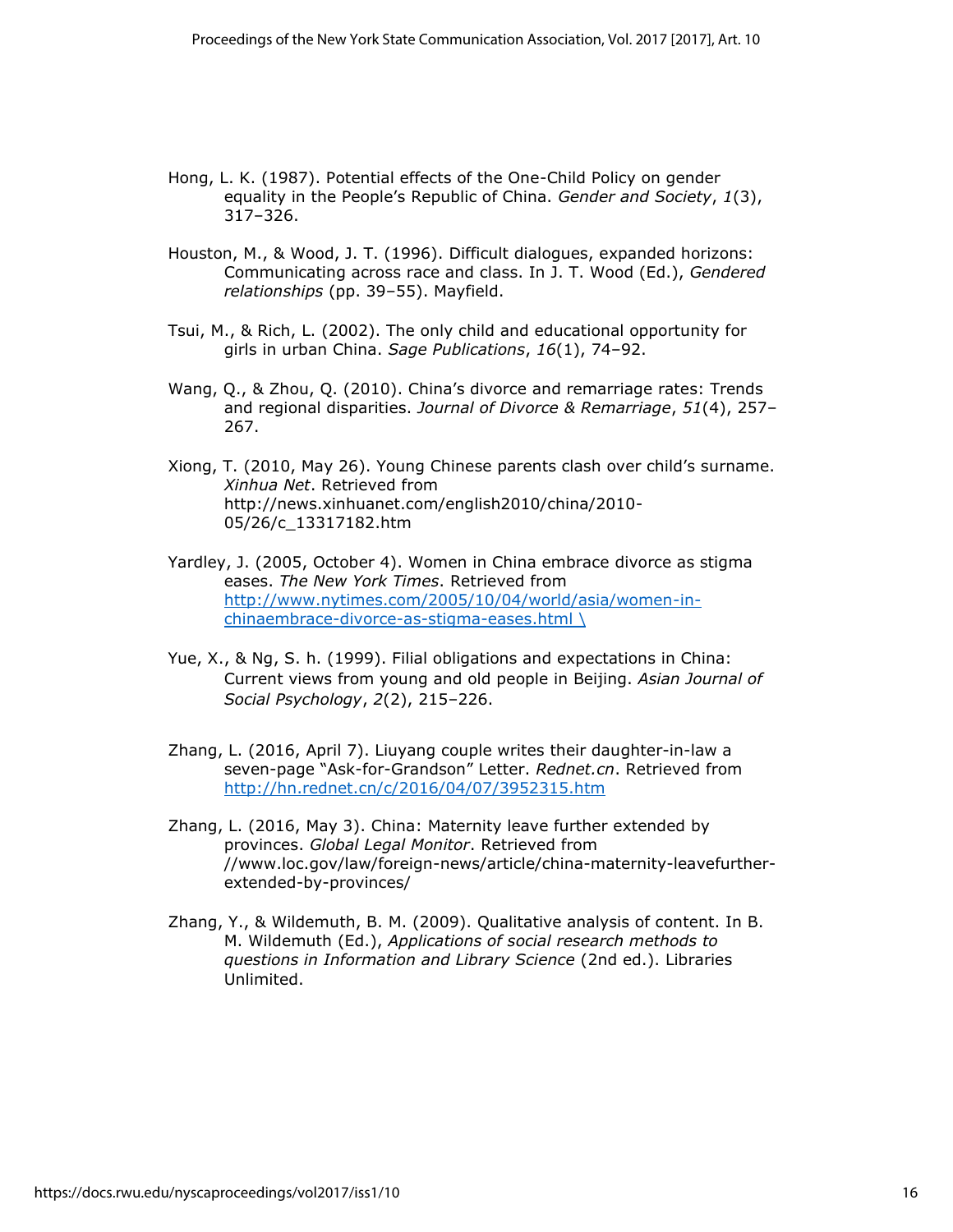Hong, L. K. (1987). Potential effects of the One-Child Policy on gender equality in the People's Republic of China. *Gender and Society*, *1*(3), 317–326.

Houston, M., & Wood, J. T. (1996). Difficult dialogues, expanded horizons: Communicating across race and class. In J. T. Wood (Ed.), *Gendered relationships* (pp. 39–55). Mayfield.

Tsui, M., & Rich, L. (2002). The only child and educational opportunity for girls in urban China. *Sage Publications*, *16*(1), 74–92.

Wang, Q., & Zhou, Q. (2010). China's divorce and remarriage rates: Trends and regional disparities. *Journal of Divorce & Remarriage*, *51*(4), 257–267.

Xiong, T. (2010, May 26). Young Chinese parents clash over child's surname. *Xinhua Net*. Retrieved from http://news.xinhuanet.com/english2010/china/2010-05/26/c_13317182.htm

Yardley, J. (2005, October 4). Women in China embrace divorce as stigma eases. *The New York Times*. Retrieved from http://www.nytimes.com/2005/10/04/world/asia/women-in-chinaembrace-divorce-as-stigma-eases.html \

Yue, X., & Ng, S. h. (1999). Filial obligations and expectations in China: Current views from young and old people in Beijing. *Asian Journal of Social Psychology*, *2*(2), 215–226.

Zhang, L. (2016, April 7). Liuyang couple writes their daughter-in-law a seven-page "Ask-for-Grandson" Letter. *Rednet.cn*. Retrieved from http://hn.rednet.cn/c/2016/04/07/3952315.htm

Zhang, L. (2016, May 3). China: Maternity leave further extended by provinces. *Global Legal Monitor*. Retrieved from //www.loc.gov/law/foreign-news/article/china-maternity-leavefurther-extended-by-provinces/

Zhang, Y., & Wildemuth, B. M. (2009). Qualitative analysis of content. In B. M. Wildemuth (Ed.), *Applications of social research methods to questions in Information and Library Science* (2nd ed.). Libraries Unlimited.